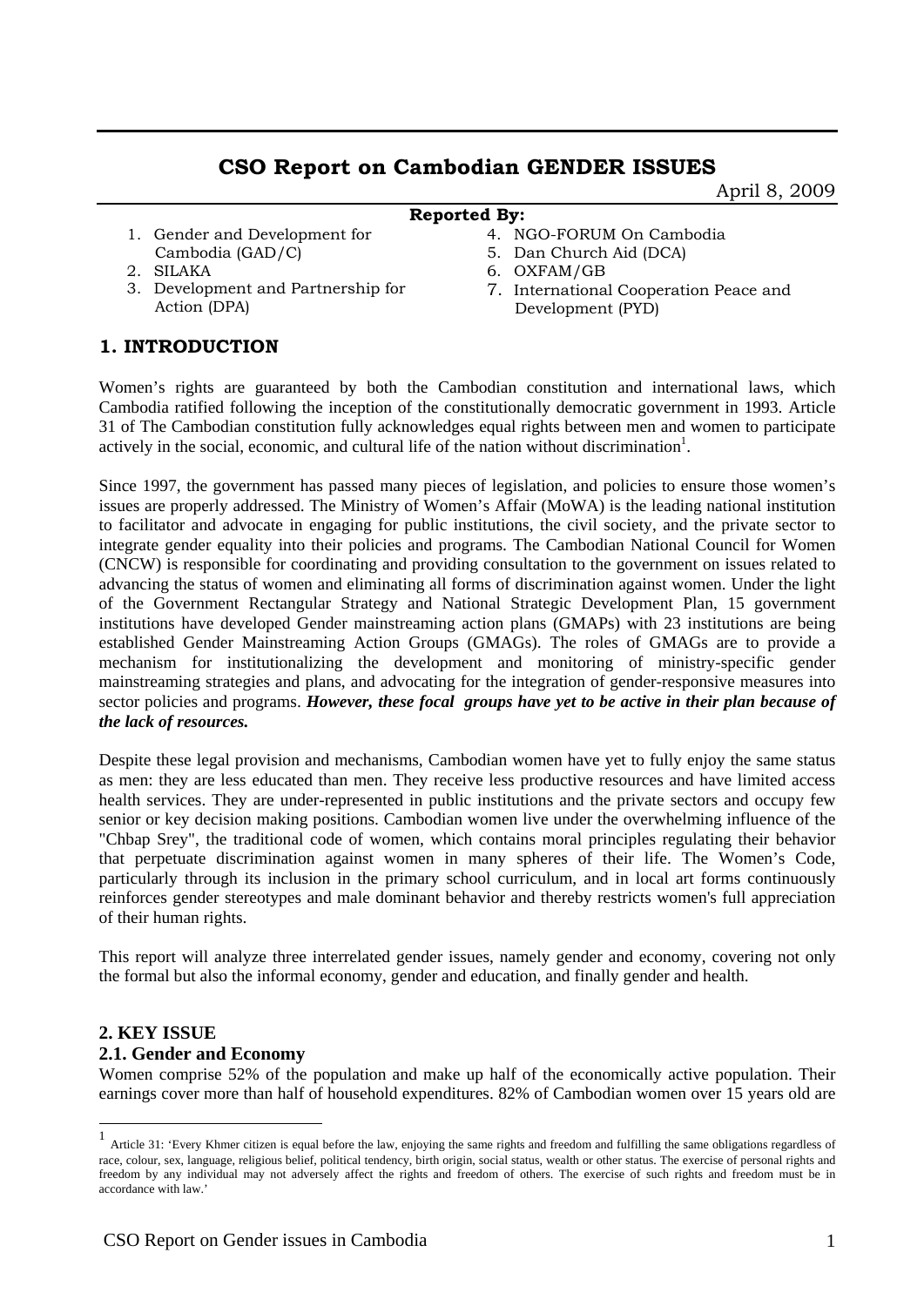# CSO Report on Cambodian GENDER ISSUES

April 8, 2009

**Reported By:**

1. Gender and Development for Cambodia (GAD/C)
2. SILAKA
3. Development and Partnership for Action (DPA)
4. NGO-FORUM On Cambodia
5. Dan Church Aid (DCA)
6. OXFAM/GB
7. International Cooperation Peace and Development (PYD)

## 1. INTRODUCTION

Women's rights are guaranteed by both the Cambodian constitution and international laws, which Cambodia ratified following the inception of the constitutionally democratic government in 1993. Article 31 of The Cambodian constitution fully acknowledges equal rights between men and women to participate actively in the social, economic, and cultural life of the nation without discrimination[1].

Since 1997, the government has passed many pieces of legislation, and policies to ensure those women's issues are properly addressed. The Ministry of Women's Affair (MoWA) is the leading national institution to facilitator and advocate in engaging for public institutions, the civil society, and the private sector to integrate gender equality into their policies and programs. The Cambodian National Council for Women (CNCW) is responsible for coordinating and providing consultation to the government on issues related to advancing the status of women and eliminating all forms of discrimination against women. Under the light of the Government Rectangular Strategy and National Strategic Development Plan, 15 government institutions have developed Gender mainstreaming action plans (GMAPs) with 23 institutions are being established Gender Mainstreaming Action Groups (GMAGs). The roles of GMAGs are to provide a mechanism for institutionalizing the development and monitoring of ministry-specific gender mainstreaming strategies and plans, and advocating for the integration of gender-responsive measures into sector policies and programs. ***However, these focal groups have yet to be active in their plan because of the lack of resources.***

Despite these legal provision and mechanisms, Cambodian women have yet to fully enjoy the same status as men: they are less educated than men. They receive less productive resources and have limited access health services. They are under-represented in public institutions and the private sectors and occupy few senior or key decision making positions. Cambodian women live under the overwhelming influence of the "Chbap Srey", the traditional code of women, which contains moral principles regulating their behavior that perpetuate discrimination against women in many spheres of their life. The Women's Code, particularly through its inclusion in the primary school curriculum, and in local art forms continuously reinforces gender stereotypes and male dominant behavior and thereby restricts women's full appreciation of their human rights.

This report will analyze three interrelated gender issues, namely gender and economy, covering not only the formal but also the informal economy, gender and education, and finally gender and health.

## 2. KEY ISSUE

### 2.1. Gender and Economy

Women comprise 52% of the population and make up half of the economically active population. Their earnings cover more than half of household expenditures. 82% of Cambodian women over 15 years old are

[1] Article 31: 'Every Khmer citizen is equal before the law, enjoying the same rights and freedom and fulfilling the same obligations regardless of race, colour, sex, language, religious belief, political tendency, birth origin, social status, wealth or other status. The exercise of personal rights and freedom by any individual may not adversely affect the rights and freedom of others. The exercise of such rights and freedom must be in accordance with law.'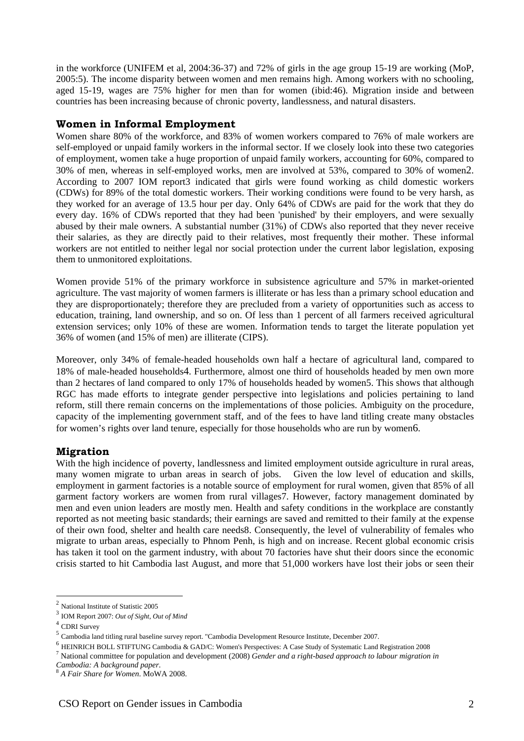in the workforce (UNIFEM et al, 2004:36-37) and 72% of girls in the age group 15-19 are working (MoP, 2005:5). The income disparity between women and men remains high. Among workers with no schooling, aged 15-19, wages are 75% higher for men than for women (ibid:46). Migration inside and between countries has been increasing because of chronic poverty, landlessness, and natural disasters.

## Women in Informal Employment

Women share 80% of the workforce, and 83% of women workers compared to 76% of male workers are self-employed or unpaid family workers in the informal sector. If we closely look into these two categories of employment, women take a huge proportion of unpaid family workers, accounting for 60%, compared to 30% of men, whereas in self-employed works, men are involved at 53%, compared to 30% of women[2]. According to 2007 IOM report[3] indicated that girls were found working as child domestic workers (CDWs) for 89% of the total domestic workers. Their working conditions were found to be very harsh, as they worked for an average of 13.5 hour per day. Only 64% of CDWs are paid for the work that they do every day. 16% of CDWs reported that they had been 'punished' by their employers, and were sexually abused by their male owners. A substantial number (31%) of CDWs also reported that they never receive their salaries, as they are directly paid to their relatives, most frequently their mother. These informal workers are not entitled to neither legal nor social protection under the current labor legislation, exposing them to unmonitored exploitations.

Women provide 51% of the primary workforce in subsistence agriculture and 57% in market-oriented agriculture. The vast majority of women farmers is illiterate or has less than a primary school education and they are disproportionately; therefore they are precluded from a variety of opportunities such as access to education, training, land ownership, and so on. Of less than 1 percent of all farmers received agricultural extension services; only 10% of these are women. Information tends to target the literate population yet 36% of women (and 15% of men) are illiterate (CIPS).

Moreover, only 34% of female-headed households own half a hectare of agricultural land, compared to 18% of male-headed households[4]. Furthermore, almost one third of households headed by men own more than 2 hectares of land compared to only 17% of households headed by women[5]. This shows that although RGC has made efforts to integrate gender perspective into legislations and policies pertaining to land reform, still there remain concerns on the implementations of those policies. Ambiguity on the procedure, capacity of the implementing government staff, and of the fees to have land titling create many obstacles for women's rights over land tenure, especially for those households who are run by women[6].

## Migration

With the high incidence of poverty, landlessness and limited employment outside agriculture in rural areas, many women migrate to urban areas in search of jobs. Given the low level of education and skills, employment in garment factories is a notable source of employment for rural women, given that 85% of all garment factory workers are women from rural villages[7]. However, factory management dominated by men and even union leaders are mostly men. Health and safety conditions in the workplace are constantly reported as not meeting basic standards; their earnings are saved and remitted to their family at the expense of their own food, shelter and health care needs[8]. Consequently, the level of vulnerability of females who migrate to urban areas, especially to Phnom Penh, is high and on increase. Recent global economic crisis has taken it tool on the garment industry, with about 70 factories have shut their doors since the economic crisis started to hit Cambodia last August, and more that 51,000 workers have lost their jobs or seen their

---

[2] National Institute of Statistic 2005

[3] IOM Report 2007: *Out of Sight, Out of Mind*

[4] CDRI Survey

[5] Cambodia land titling rural baseline survey report. "Cambodia Development Resource Institute, December 2007.

[6] HEINRICH BOLL STIFTUNG Cambodia & GAD/C: Women's Perspectives: A Case Study of Systematic Land Registration 2008

[7] National committee for population and development (2008) *Gender and a right-based approach to labour migration in Cambodia: A background paper.*

[8] *A Fair Share for Women*. MoWA 2008.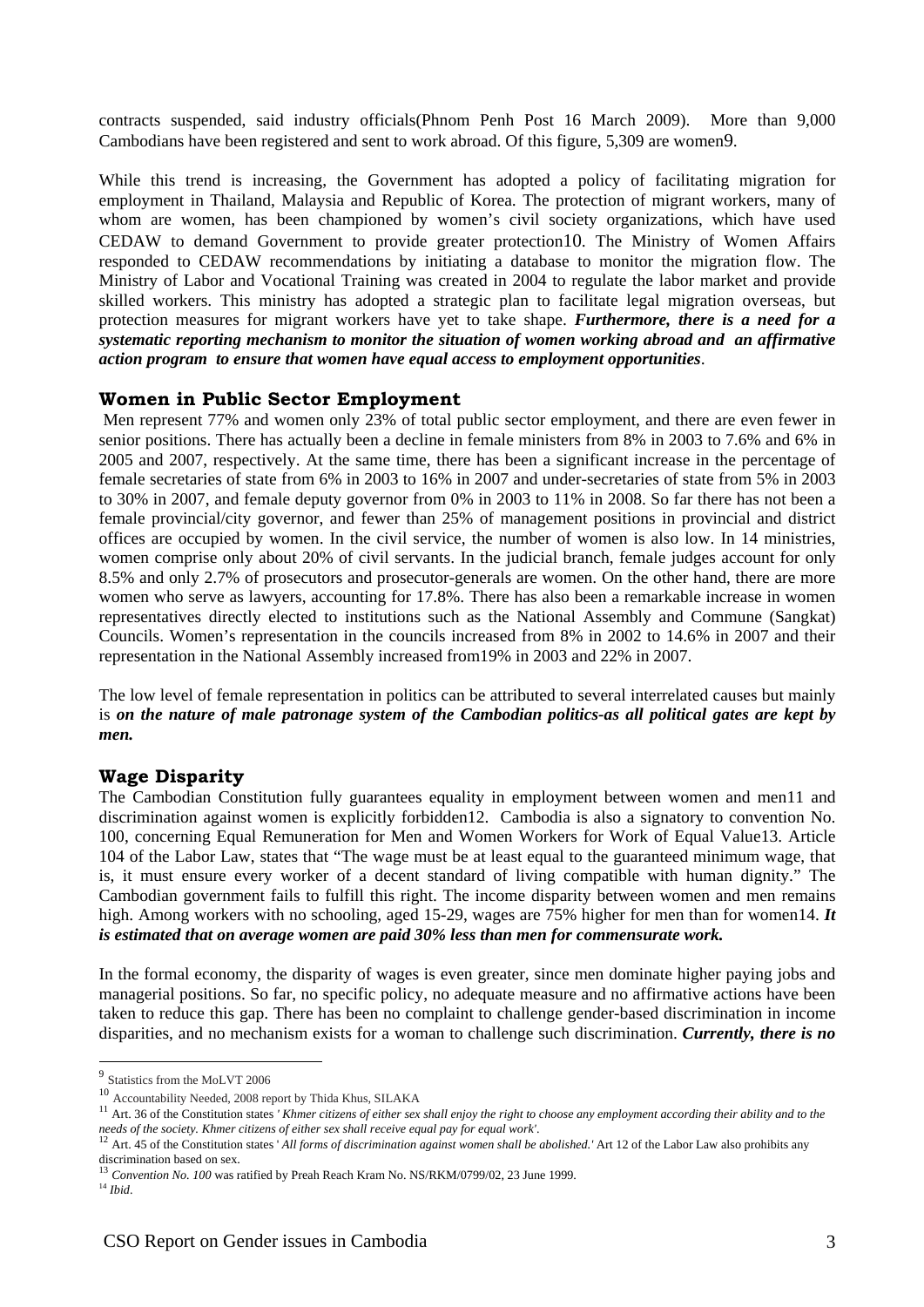contracts suspended, said industry officials(Phnom Penh Post 16 March 2009). More than 9,000 Cambodians have been registered and sent to work abroad. Of this figure, 5,309 are women[9].

While this trend is increasing, the Government has adopted a policy of facilitating migration for employment in Thailand, Malaysia and Republic of Korea. The protection of migrant workers, many of whom are women, has been championed by women's civil society organizations, which have used CEDAW to demand Government to provide greater protection[10]. The Ministry of Women Affairs responded to CEDAW recommendations by initiating a database to monitor the migration flow. The Ministry of Labor and Vocational Training was created in 2004 to regulate the labor market and provide skilled workers. This ministry has adopted a strategic plan to facilitate legal migration overseas, but protection measures for migrant workers have yet to take shape. ***Furthermore, there is a need for a systematic reporting mechanism to monitor the situation of women working abroad and an affirmative action program to ensure that women have equal access to employment opportunities***.

## Women in Public Sector Employment

Men represent 77% and women only 23% of total public sector employment, and there are even fewer in senior positions. There has actually been a decline in female ministers from 8% in 2003 to 7.6% and 6% in 2005 and 2007, respectively. At the same time, there has been a significant increase in the percentage of female secretaries of state from 6% in 2003 to 16% in 2007 and under-secretaries of state from 5% in 2003 to 30% in 2007, and female deputy governor from 0% in 2003 to 11% in 2008. So far there has not been a female provincial/city governor, and fewer than 25% of management positions in provincial and district offices are occupied by women. In the civil service, the number of women is also low. In 14 ministries, women comprise only about 20% of civil servants. In the judicial branch, female judges account for only 8.5% and only 2.7% of prosecutors and prosecutor-generals are women. On the other hand, there are more women who serve as lawyers, accounting for 17.8%. There has also been a remarkable increase in women representatives directly elected to institutions such as the National Assembly and Commune (Sangkat) Councils. Women's representation in the councils increased from 8% in 2002 to 14.6% in 2007 and their representation in the National Assembly increased from19% in 2003 and 22% in 2007.

The low level of female representation in politics can be attributed to several interrelated causes but mainly is ***on the nature of male patronage system of the Cambodian politics-as all political gates are kept by men.***

## Wage Disparity

The Cambodian Constitution fully guarantees equality in employment between women and men[11] and discrimination against women is explicitly forbidden[12]. Cambodia is also a signatory to convention No. 100, concerning Equal Remuneration for Men and Women Workers for Work of Equal Value[13]. Article 104 of the Labor Law, states that "The wage must be at least equal to the guaranteed minimum wage, that is, it must ensure every worker of a decent standard of living compatible with human dignity." The Cambodian government fails to fulfill this right. The income disparity between women and men remains high. Among workers with no schooling, aged 15-29, wages are 75% higher for men than for women[14]. ***It is estimated that on average women are paid 30% less than men for commensurate work.***

In the formal economy, the disparity of wages is even greater, since men dominate higher paying jobs and managerial positions. So far, no specific policy, no adequate measure and no affirmative actions have been taken to reduce this gap. There has been no complaint to challenge gender-based discrimination in income disparities, and no mechanism exists for a woman to challenge such discrimination. ***Currently, there is no***

---

[9] Statistics from the MoLVT 2006

[10] Accountability Needed, 2008 report by Thida Khus, SILAKA

[11] Art. 36 of the Constitution states *' Khmer citizens of either sex shall enjoy the right to choose any employment according their ability and to the needs of the society. Khmer citizens of either sex shall receive equal pay for equal work'*.

[12] Art. 45 of the Constitution states *' All forms of discrimination against women shall be abolished.'* Art 12 of the Labor Law also prohibits any discrimination based on sex.

[13] *Convention No. 100* was ratified by Preah Reach Kram No. NS/RKM/0799/02, 23 June 1999.

[14] *Ibid*.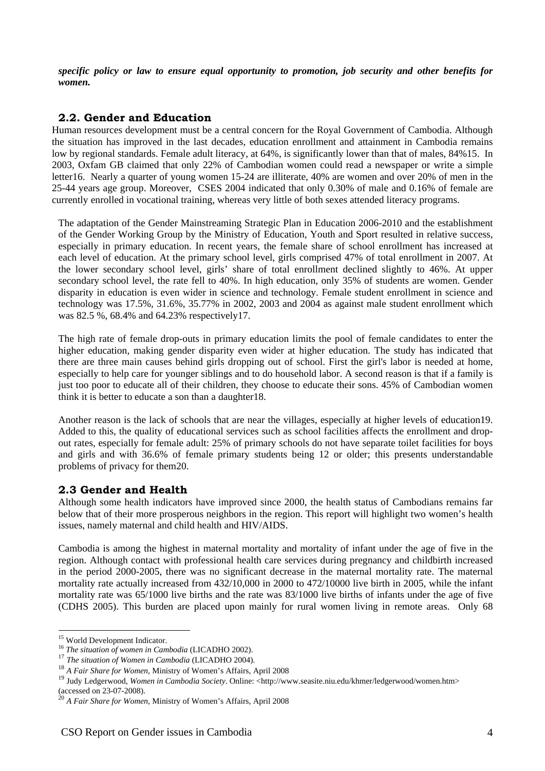***specific policy or law to ensure equal opportunity to promotion, job security and other benefits for women.***

## 2.2. Gender and Education

Human resources development must be a central concern for the Royal Government of Cambodia. Although the situation has improved in the last decades, education enrollment and attainment in Cambodia remains low by regional standards. Female adult literacy, at 64%, is significantly lower than that of males, 84%[15]. In 2003, Oxfam GB claimed that only 22% of Cambodian women could read a newspaper or write a simple letter[16]. Nearly a quarter of young women 15-24 are illiterate, 40% are women and over 20% of men in the 25-44 years age group. Moreover, CSES 2004 indicated that only 0.30% of male and 0.16% of female are currently enrolled in vocational training, whereas very little of both sexes attended literacy programs.

The adaptation of the Gender Mainstreaming Strategic Plan in Education 2006-2010 and the establishment of the Gender Working Group by the Ministry of Education, Youth and Sport resulted in relative success, especially in primary education. In recent years, the female share of school enrollment has increased at each level of education. At the primary school level, girls comprised 47% of total enrollment in 2007. At the lower secondary school level, girls' share of total enrollment declined slightly to 46%. At upper secondary school level, the rate fell to 40%. In high education, only 35% of students are women. Gender disparity in education is even wider in science and technology. Female student enrollment in science and technology was 17.5%, 31.6%, 35.77% in 2002, 2003 and 2004 as against male student enrollment which was 82.5 %, 68.4% and 64.23% respectively[17].

The high rate of female drop-outs in primary education limits the pool of female candidates to enter the higher education, making gender disparity even wider at higher education. The study has indicated that there are three main causes behind girls dropping out of school. First the girl's labor is needed at home, especially to help care for younger siblings and to do household labor. A second reason is that if a family is just too poor to educate all of their children, they choose to educate their sons. 45% of Cambodian women think it is better to educate a son than a daughter[18].

Another reason is the lack of schools that are near the villages, especially at higher levels of education[19]. Added to this, the quality of educational services such as school facilities affects the enrollment and drop-out rates, especially for female adult: 25% of primary schools do not have separate toilet facilities for boys and girls and with 36.6% of female primary students being 12 or older; this presents understandable problems of privacy for them[20].

## 2.3 Gender and Health

Although some health indicators have improved since 2000, the health status of Cambodians remains far below that of their more prosperous neighbors in the region. This report will highlight two women's health issues, namely maternal and child health and HIV/AIDS.

Cambodia is among the highest in maternal mortality and mortality of infant under the age of five in the region. Although contact with professional health care services during pregnancy and childbirth increased in the period 2000-2005, there was no significant decrease in the maternal mortality rate. The maternal mortality rate actually increased from 432/10,000 in 2000 to 472/10000 live birth in 2005, while the infant mortality rate was 65/1000 live births and the rate was 83/1000 live births of infants under the age of five (CDHS 2005). This burden are placed upon mainly for rural women living in remote areas. Only 68

---

[15] World Development Indicator.
[16] *The situation of women in Cambodia* (LICADHO 2002).
[17] *The situation of Women in Cambodia* (LICADHO 2004).
[18] *A Fair Share for Women*, Ministry of Women's Affairs, April 2008
[19] Judy Ledgerwood, *Women in Cambodia Society*. Online: <http://www.seasite.niu.edu/khmer/ledgerwood/women.htm> (accessed on 23-07-2008).
[20] *A Fair Share for Women*, Ministry of Women's Affairs, April 2008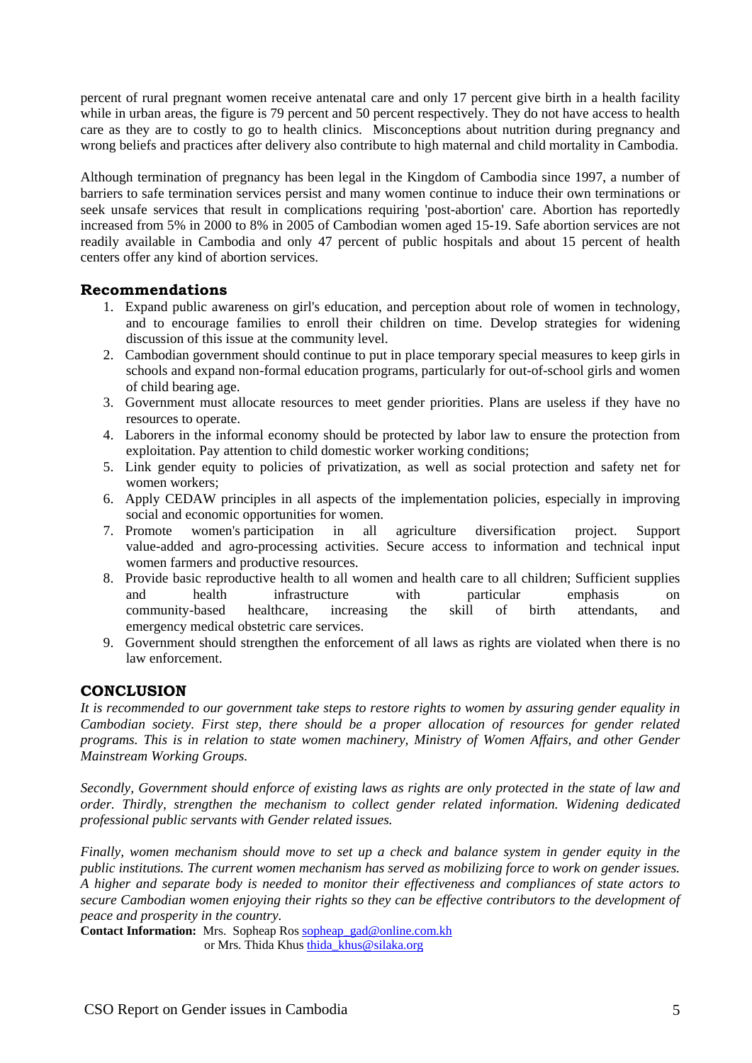percent of rural pregnant women receive antenatal care and only 17 percent give birth in a health facility while in urban areas, the figure is 79 percent and 50 percent respectively. They do not have access to health care as they are to costly to go to health clinics. Misconceptions about nutrition during pregnancy and wrong beliefs and practices after delivery also contribute to high maternal and child mortality in Cambodia.

Although termination of pregnancy has been legal in the Kingdom of Cambodia since 1997, a number of barriers to safe termination services persist and many women continue to induce their own terminations or seek unsafe services that result in complications requiring 'post-abortion' care. Abortion has reportedly increased from 5% in 2000 to 8% in 2005 of Cambodian women aged 15-19. Safe abortion services are not readily available in Cambodia and only 47 percent of public hospitals and about 15 percent of health centers offer any kind of abortion services.

## Recommendations

1. Expand public awareness on girl's education, and perception about role of women in technology, and to encourage families to enroll their children on time. Develop strategies for widening discussion of this issue at the community level.
2. Cambodian government should continue to put in place temporary special measures to keep girls in schools and expand non-formal education programs, particularly for out-of-school girls and women of child bearing age.
3. Government must allocate resources to meet gender priorities. Plans are useless if they have no resources to operate.
4. Laborers in the informal economy should be protected by labor law to ensure the protection from exploitation. Pay attention to child domestic worker working conditions;
5. Link gender equity to policies of privatization, as well as social protection and safety net for women workers;
6. Apply CEDAW principles in all aspects of the implementation policies, especially in improving social and economic opportunities for women.
7. Promote women's participation in all agriculture diversification project. Support value-added and agro-processing activities. Secure access to information and technical input women farmers and productive resources.
8. Provide basic reproductive health to all women and health care to all children; Sufficient supplies and health infrastructure with particular emphasis on community-based healthcare, increasing the skill of birth attendants, and emergency medical obstetric care services.
9. Government should strengthen the enforcement of all laws as rights are violated when there is no law enforcement.

## CONCLUSION

*It is recommended to our government take steps to restore rights to women by assuring gender equality in Cambodian society. First step, there should be a proper allocation of resources for gender related programs. This is in relation to state women machinery, Ministry of Women Affairs, and other Gender Mainstream Working Groups.*

*Secondly, Government should enforce of existing laws as rights are only protected in the state of law and order. Thirdly, strengthen the mechanism to collect gender related information. Widening dedicated professional public servants with Gender related issues.*

*Finally, women mechanism should move to set up a check and balance system in gender equity in the public institutions. The current women mechanism has served as mobilizing force to work on gender issues. A higher and separate body is needed to monitor their effectiveness and compliances of state actors to secure Cambodian women enjoying their rights so they can be effective contributors to the development of peace and prosperity in the country.*

**Contact Information:** Mrs. Sopheap Ros sopheap_gad@online.com.kh
or Mrs. Thida Khus thida_khus@silaka.org